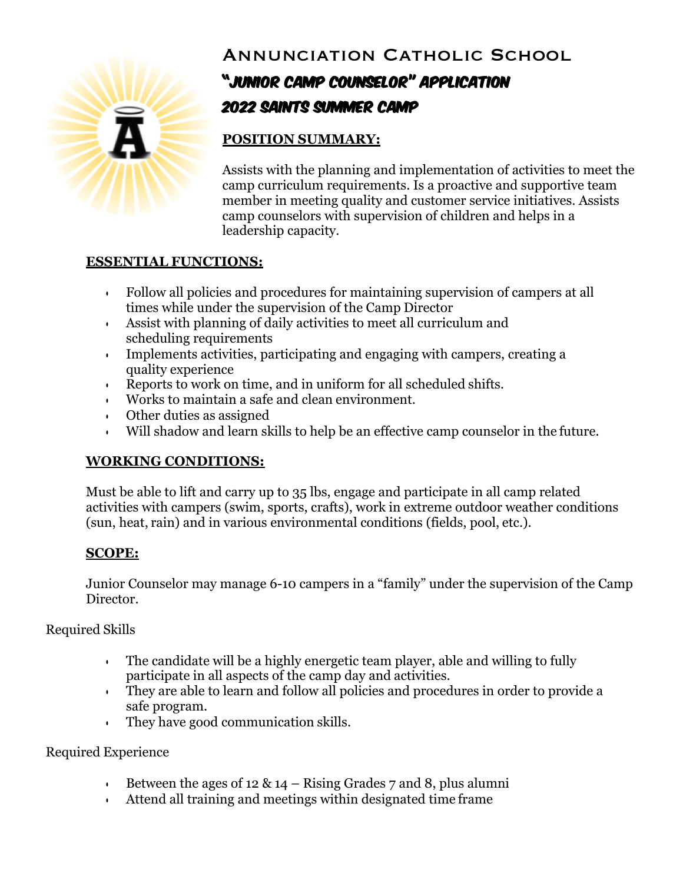# Annunciation Catholic School

## "Junior Camp Counselor" Application

## 2022 Saints Summer Camp

**POSITION SUMMARY:**

Assists with the planning and implementation of activities to meet the camp curriculum requirements. Is a proactive and supportive team member in meeting quality and customer service initiatives. Assists camp counselors with supervision of children and helps in a leadership capacity.

**ESSENTIAL FUNCTIONS:**

- Follow all policies and procedures for maintaining supervision of campers at all times while under the supervision of the Camp Director
- Assist with planning of daily activities to meet all curriculum and scheduling requirements
- Implements activities, participating and engaging with campers, creating a quality experience
- Reports to work on time, and in uniform for all scheduled shifts.
- Works to maintain a safe and clean environment.
- Other duties as assigned
- Will shadow and learn skills to help be an effective camp counselor in the future.

**WORKING CONDITIONS:**

Must be able to lift and carry up to 35 lbs, engage and participate in all camp related activities with campers (swim, sports, crafts), work in extreme outdoor weather conditions (sun, heat, rain) and in various environmental conditions (fields, pool, etc.).

**SCOPE:**

Junior Counselor may manage 6-10 campers in a "family" under the supervision of the Camp Director.

Required Skills

- The candidate will be a highly energetic team player, able and willing to fully participate in all aspects of the camp day and activities.
- They are able to learn and follow all policies and procedures in order to provide a safe program.
- They have good communication skills.

Required Experience

- Between the ages of 12 & 14 – Rising Grades 7 and 8, plus alumni
- Attend all training and meetings within designated time frame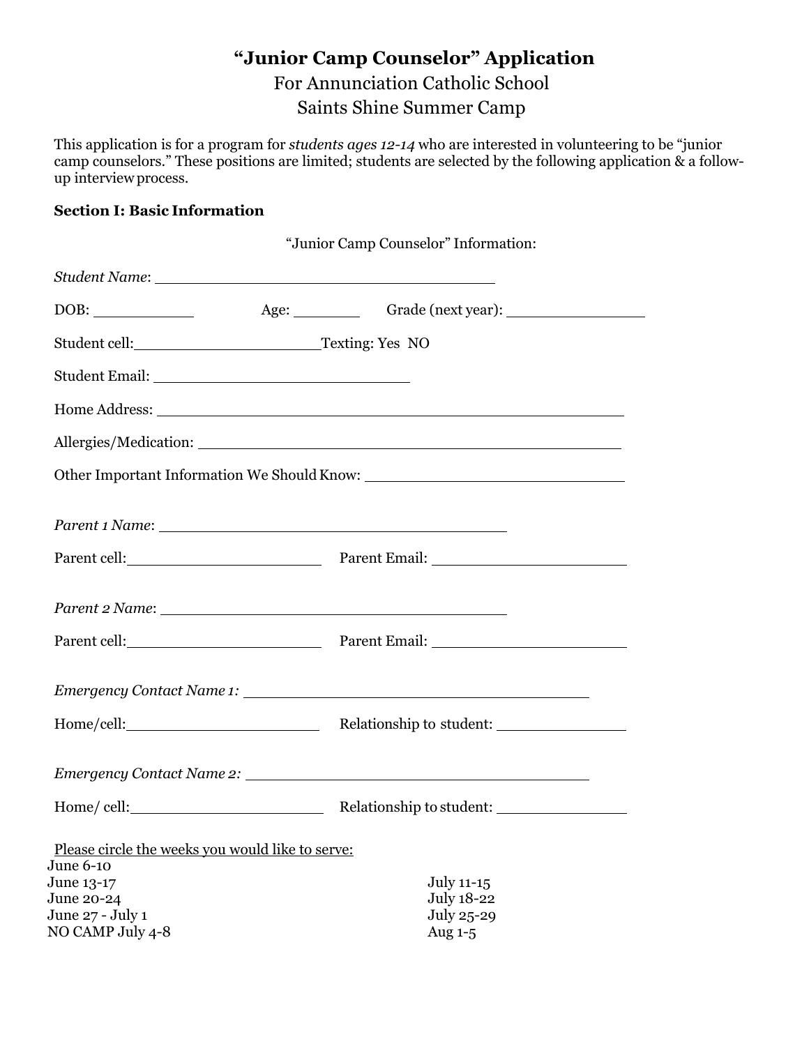# "Junior Camp Counselor" Application

## For Annunciation Catholic School

## Saints Shine Summer Camp

This application is for a program for *students ages 12-14* who are interested in volunteering to be "junior camp counselors." These positions are limited; students are selected by the following application & a follow-up interview process.

**Section I: Basic Information**

"Junior Camp Counselor" Information:

*Student Name*: ______________________________

DOB: __________ Age: ________ Grade (next year): ______________

Student cell: ____________________ Texting: Yes NO

Student Email: ________________________

Home Address: ______________________________________________

Allergies/Medication: ______________________________________________

Other Important Information We Should Know: ________________________

*Parent 1 Name*: ______________________________

Parent cell: ____________________ Parent Email: ____________________

*Parent 2 Name*: ______________________________

Parent cell: ____________________ Parent Email: ____________________

*Emergency Contact Name 1:* ______________________________

Home/cell: ____________________ Relationship to student: ______________

*Emergency Contact Name 2:* ______________________________

Home/ cell: ____________________ Relationship to student: ______________

Please circle the weeks you would like to serve:

June 6-10
June 13-17
June 20-24
June 27 - July 1
NO CAMP July 4-8

July 11-15
July 18-22
July 25-29
Aug 1-5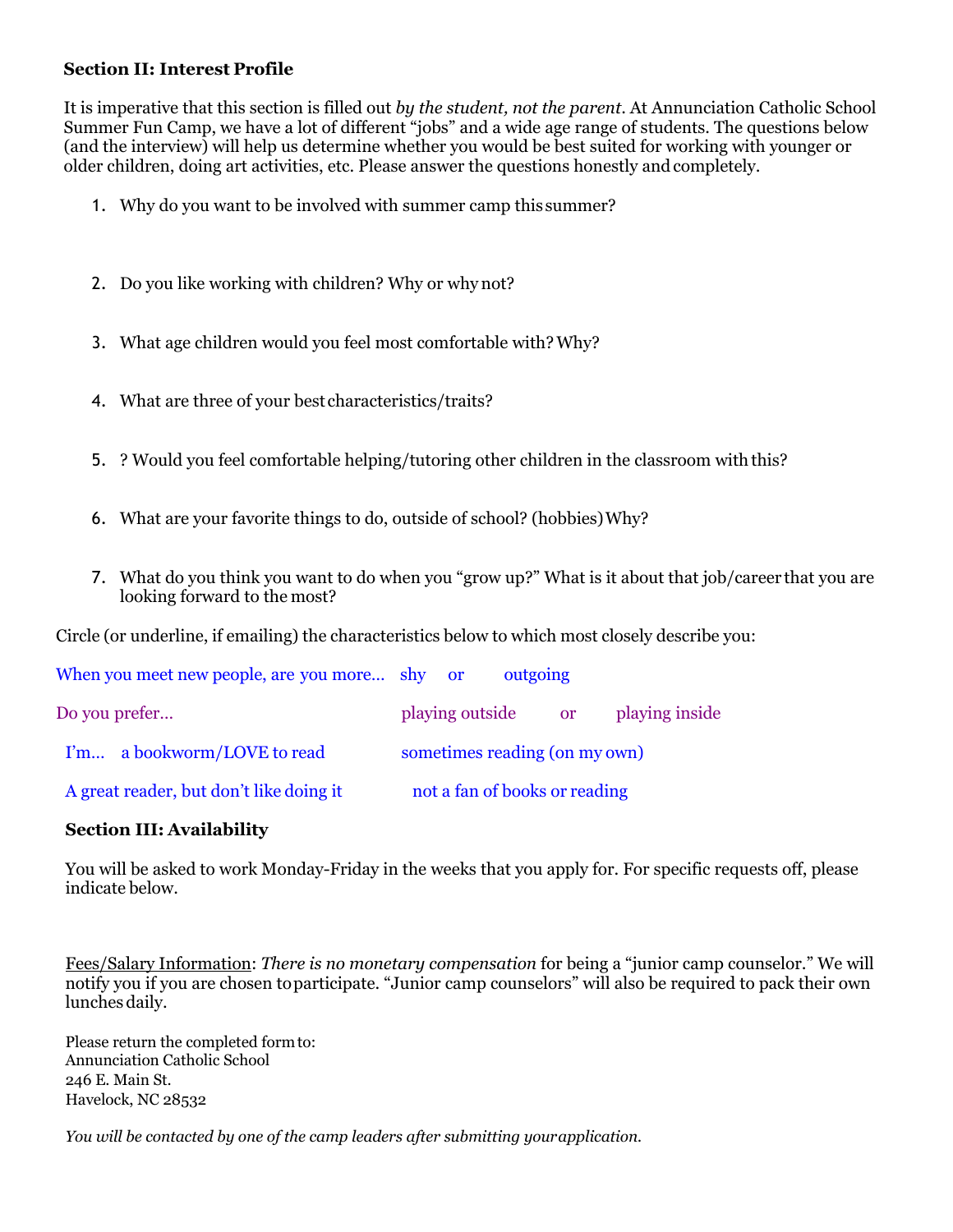**Section II: Interest Profile**

It is imperative that this section is filled out *by the student, not the parent*. At Annunciation Catholic School Summer Fun Camp, we have a lot of different "jobs" and a wide age range of students. The questions below (and the interview) will help us determine whether you would be best suited for working with younger or older children, doing art activities, etc. Please answer the questions honestly and completely.

1. Why do you want to be involved with summer camp this summer?
2. Do you like working with children? Why or why not?
3. What age children would you feel most comfortable with? Why?
4. What are three of your best characteristics/traits?
5. ? Would you feel comfortable helping/tutoring other children in the classroom with this?
6. What are your favorite things to do, outside of school? (hobbies) Why?
7. What do you think you want to do when you "grow up?" What is it about that job/career that you are looking forward to the most?

Circle (or underline, if emailing) the characteristics below to which most closely describe you:

When you meet new people, are you more… shy or outgoing

Do you prefer… playing outside or playing inside

I'm… a bookworm/LOVE to read sometimes reading (on my own)

A great reader, but don't like doing it not a fan of books or reading

**Section III: Availability**

You will be asked to work Monday-Friday in the weeks that you apply for. For specific requests off, please indicate below.

Fees/Salary Information: *There is no monetary compensation* for being a "junior camp counselor." We will notify you if you are chosen to participate. "Junior camp counselors" will also be required to pack their own lunches daily.

Please return the completed form to:
Annunciation Catholic School
246 E. Main St.
Havelock, NC 28532

*You will be contacted by one of the camp leaders after submitting your application.*